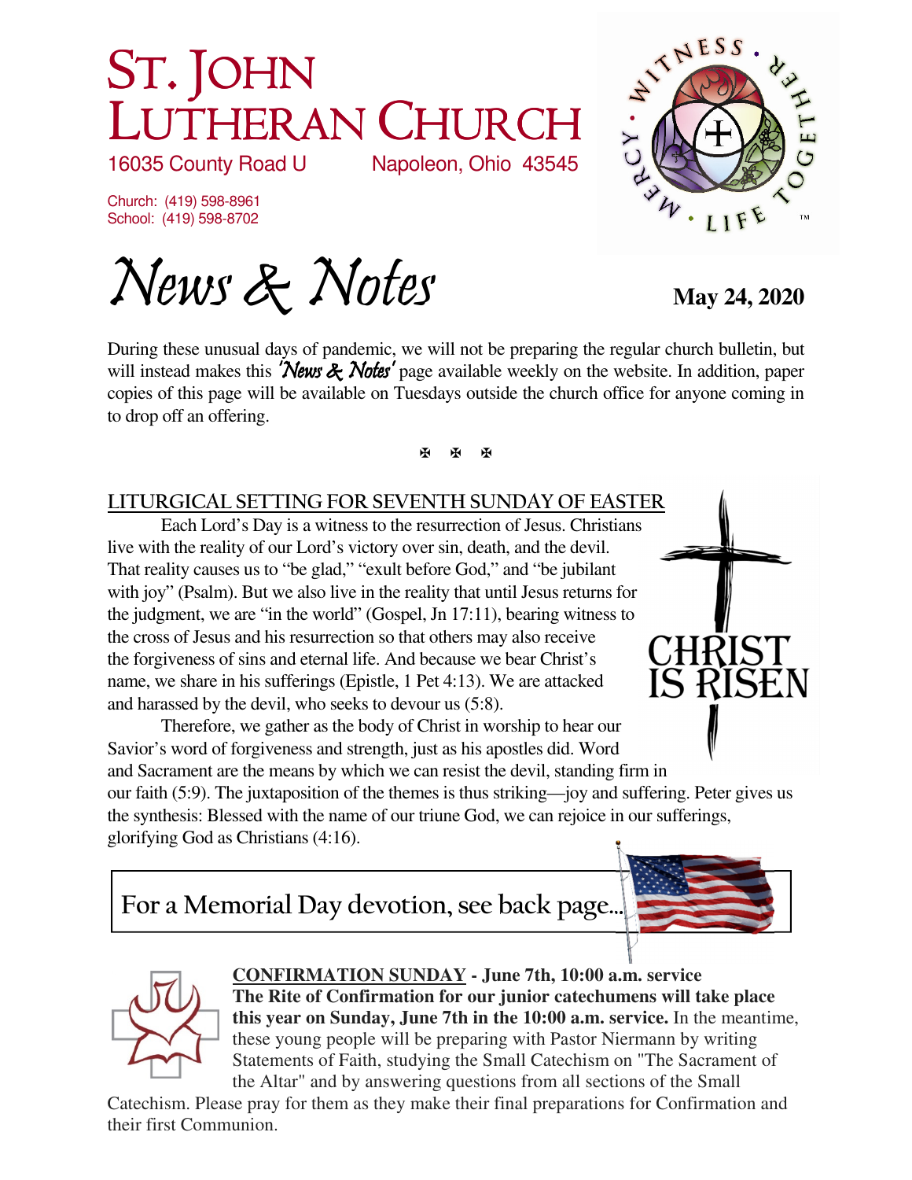# St. John Lutheran Church

16035 County Road U Napoleon, Ohio 43545

Church: (419) 598-8961
School: (419) 598-8702

# *News & Notes*

**May 24, 2020**

During these unusual days of pandemic, we will not be preparing the regular church bulletin, but will instead makes this *'News & Notes'* page available weekly on the website. In addition, paper copies of this page will be available on Tuesdays outside the church office for anyone coming in to drop off an offering.

✠ ✠ ✠

## LITURGICAL SETTING FOR SEVENTH SUNDAY OF EASTER

Each Lord's Day is a witness to the resurrection of Jesus. Christians live with the reality of our Lord's victory over sin, death, and the devil. That reality causes us to "be glad," "exult before God," and "be jubilant with joy" (Psalm). But we also live in the reality that until Jesus returns for the judgment, we are "in the world" (Gospel, Jn 17:11), bearing witness to the cross of Jesus and his resurrection so that others may also receive the forgiveness of sins and eternal life. And because we bear Christ's name, we share in his sufferings (Epistle, 1 Pet 4:13). We are attacked and harassed by the devil, who seeks to devour us (5:8).

Therefore, we gather as the body of Christ in worship to hear our Savior's word of forgiveness and strength, just as his apostles did. Word and Sacrament are the means by which we can resist the devil, standing firm in our faith (5:9). The juxtaposition of the themes is thus striking—joy and suffering. Peter gives us the synthesis: Blessed with the name of our triune God, we can rejoice in our sufferings, glorifying God as Christians (4:16).

CHRIST IS RISEN

For a Memorial Day devotion, see back page...

**CONFIRMATION SUNDAY - June 7th, 10:00 a.m. service**
**The Rite of Confirmation for our junior catechumens will take place this year on Sunday, June 7th in the 10:00 a.m. service.** In the meantime, these young people will be preparing with Pastor Niermann by writing Statements of Faith, studying the Small Catechism on "The Sacrament of the Altar" and by answering questions from all sections of the Small Catechism. Please pray for them as they make their final preparations for Confirmation and their first Communion.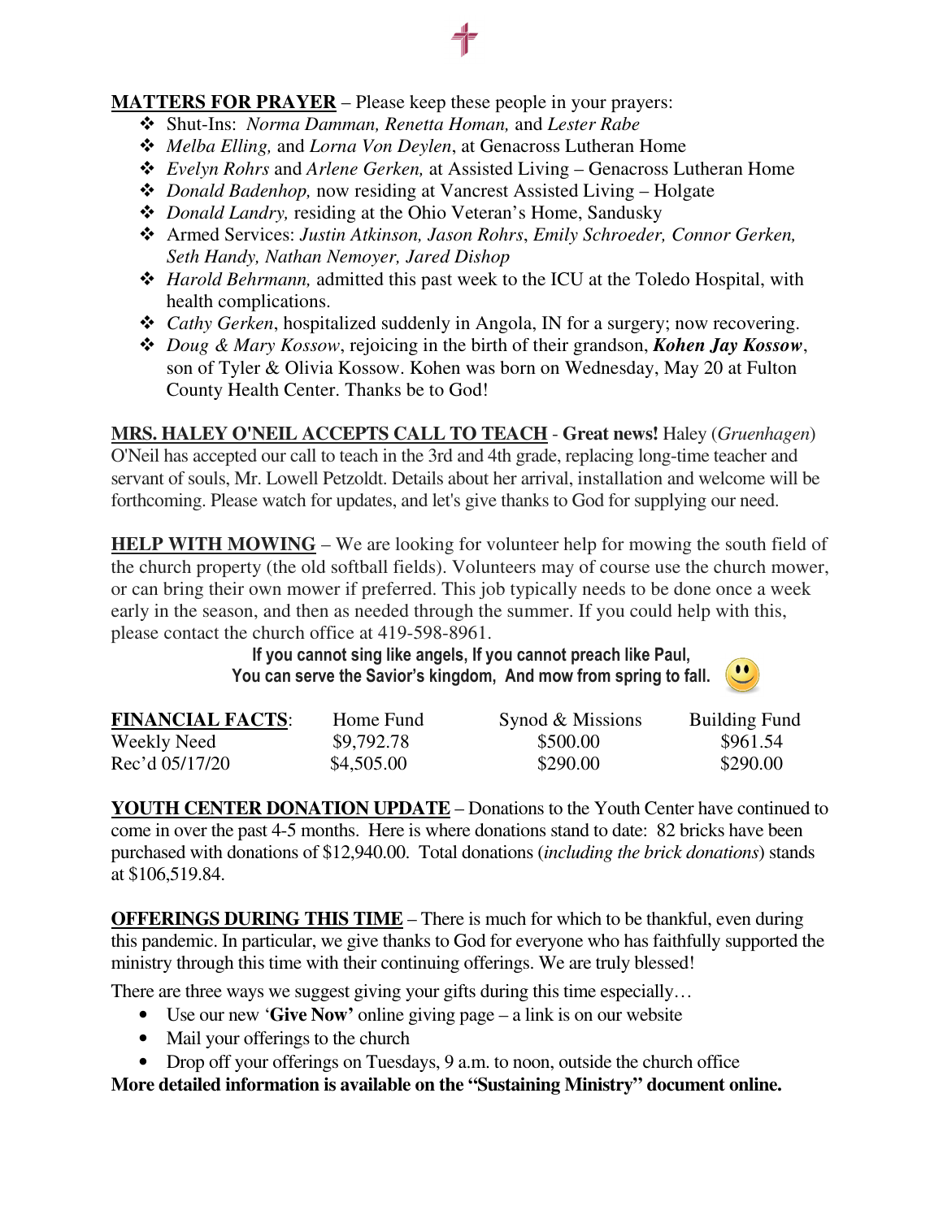**MATTERS FOR PRAYER** – Please keep these people in your prayers:

- Shut-Ins: *Norma Damman, Renetta Homan,* and *Lester Rabe*
- *Melba Elling,* and *Lorna Von Deylen*, at Genacross Lutheran Home
- *Evelyn Rohrs* and *Arlene Gerken,* at Assisted Living – Genacross Lutheran Home
- *Donald Badenhop,* now residing at Vancrest Assisted Living – Holgate
- *Donald Landry,* residing at the Ohio Veteran's Home, Sandusky
- Armed Services: *Justin Atkinson, Jason Rohrs*, *Emily Schroeder, Connor Gerken, Seth Handy, Nathan Nemoyer, Jared Dishop*
- *Harold Behrmann,* admitted this past week to the ICU at the Toledo Hospital, with health complications.
- *Cathy Gerken*, hospitalized suddenly in Angola, IN for a surgery; now recovering.
- *Doug & Mary Kossow*, rejoicing in the birth of their grandson, ***Kohen Jay Kossow***, son of Tyler & Olivia Kossow. Kohen was born on Wednesday, May 20 at Fulton County Health Center. Thanks be to God!

**MRS. HALEY O'NEIL ACCEPTS CALL TO TEACH** - **Great news!** Haley (*Gruenhagen*) O'Neil has accepted our call to teach in the 3rd and 4th grade, replacing long-time teacher and servant of souls, Mr. Lowell Petzoldt. Details about her arrival, installation and welcome will be forthcoming. Please watch for updates, and let's give thanks to God for supplying our need.

**HELP WITH MOWING** – We are looking for volunteer help for mowing the south field of the church property (the old softball fields). Volunteers may of course use the church mower, or can bring their own mower if preferred. This job typically needs to be done once a week early in the season, and then as needed through the summer. If you could help with this, please contact the church office at 419-598-8961.

**If you cannot sing like angels, If you cannot preach like Paul,**
**You can serve the Savior's kingdom, And mow from spring to fall.** 🙂

| **FINANCIAL FACTS**: | Home Fund | Synod & Missions | Building Fund |
|---|---|---|---|
| Weekly Need | $9,792.78 | $500.00 | $961.54 |
| Rec'd 05/17/20 | $4,505.00 | $290.00 | $290.00 |

**YOUTH CENTER DONATION UPDATE** – Donations to the Youth Center have continued to come in over the past 4-5 months. Here is where donations stand to date: 82 bricks have been purchased with donations of $12,940.00. Total donations (*including the brick donations*) stands at $106,519.84.

**OFFERINGS DURING THIS TIME** – There is much for which to be thankful, even during this pandemic. In particular, we give thanks to God for everyone who has faithfully supported the ministry through this time with their continuing offerings. We are truly blessed!

There are three ways we suggest giving your gifts during this time especially…

- Use our new '**Give Now'** online giving page – a link is on our website
- Mail your offerings to the church
- Drop off your offerings on Tuesdays, 9 a.m. to noon, outside the church office

**More detailed information is available on the "Sustaining Ministry" document online.**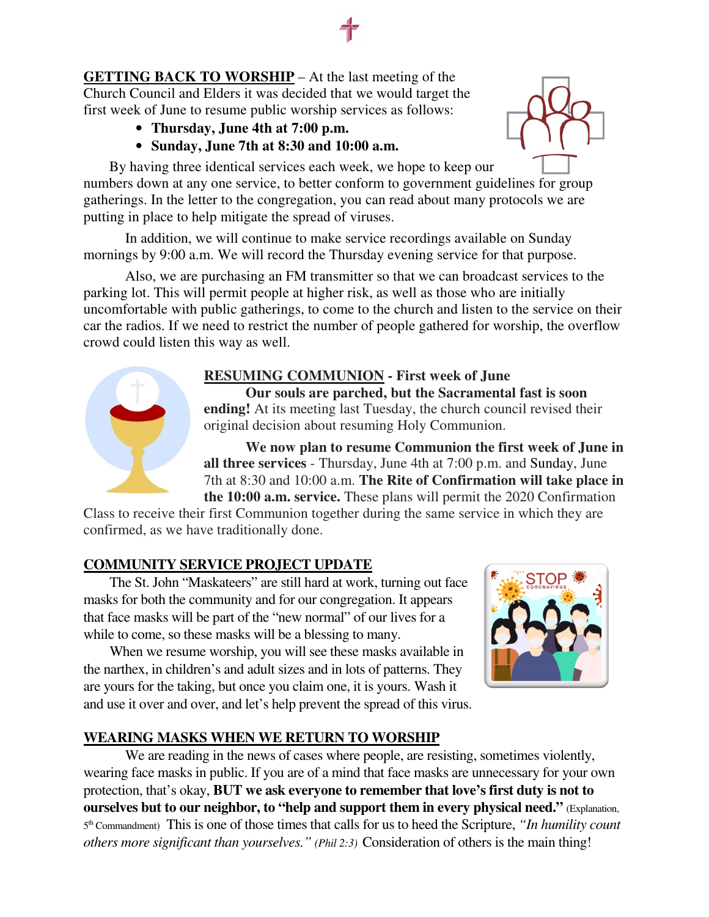**GETTING BACK TO WORSHIP** – At the last meeting of the Church Council and Elders it was decided that we would target the first week of June to resume public worship services as follows:

- **Thursday, June 4th at 7:00 p.m.**
- **Sunday, June 7th at 8:30 and 10:00 a.m.**

By having three identical services each week, we hope to keep our numbers down at any one service, to better conform to government guidelines for group gatherings. In the letter to the congregation, you can read about many protocols we are putting in place to help mitigate the spread of viruses.

In addition, we will continue to make service recordings available on Sunday mornings by 9:00 a.m. We will record the Thursday evening service for that purpose.

Also, we are purchasing an FM transmitter so that we can broadcast services to the parking lot. This will permit people at higher risk, as well as those who are initially uncomfortable with public gatherings, to come to the church and listen to the service on their car the radios. If we need to restrict the number of people gathered for worship, the overflow crowd could listen this way as well.

**RESUMING COMMUNION - First week of June**

**Our souls are parched, but the Sacramental fast is soon ending!** At its meeting last Tuesday, the church council revised their original decision about resuming Holy Communion.

**We now plan to resume Communion the first week of June in all three services** - Thursday, June 4th at 7:00 p.m. and Sunday, June 7th at 8:30 and 10:00 a.m. **The Rite of Confirmation will take place in the 10:00 a.m. service.** These plans will permit the 2020 Confirmation Class to receive their first Communion together during the same service in which they are confirmed, as we have traditionally done.

**COMMUNITY SERVICE PROJECT UPDATE**

The St. John "Maskateers" are still hard at work, turning out face masks for both the community and for our congregation. It appears that face masks will be part of the "new normal" of our lives for a while to come, so these masks will be a blessing to many.

When we resume worship, you will see these masks available in the narthex, in children's and adult sizes and in lots of patterns. They are yours for the taking, but once you claim one, it is yours. Wash it and use it over and over, and let's help prevent the spread of this virus.

**WEARING MASKS WHEN WE RETURN TO WORSHIP**

We are reading in the news of cases where people, are resisting, sometimes violently, wearing face masks in public. If you are of a mind that face masks are unnecessary for your own protection, that's okay, **BUT we ask everyone to remember that love's first duty is not to ourselves but to our neighbor, to "help and support them in every physical need."** (Explanation, 5th Commandment) This is one of those times that calls for us to heed the Scripture, *"In humility count others more significant than yourselves."* *(Phil 2:3)* Consideration of others is the main thing!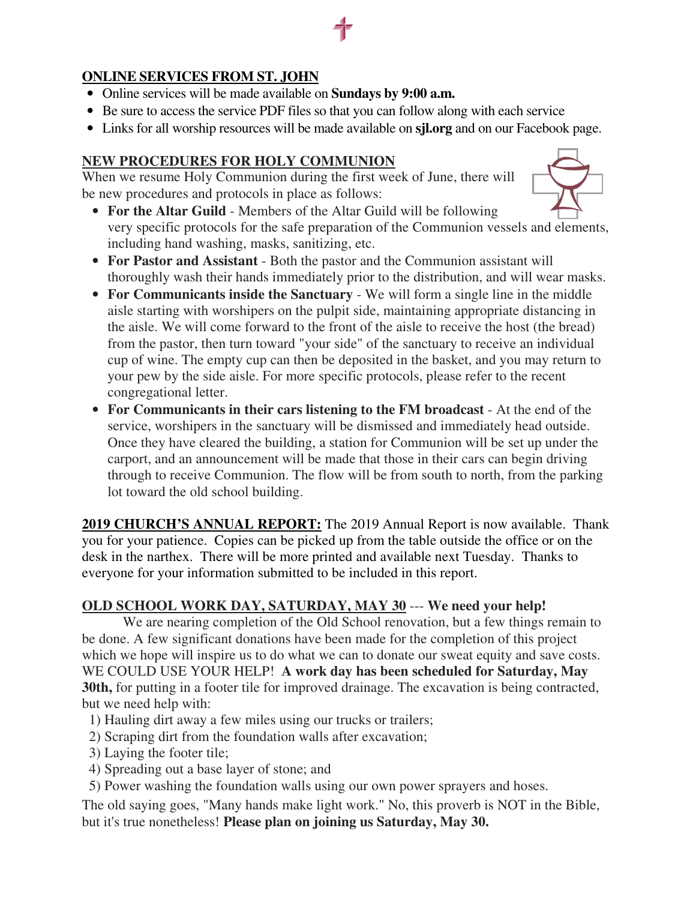**ONLINE SERVICES FROM ST. JOHN**

- Online services will be made available on **Sundays by 9:00 a.m.**
- Be sure to access the service PDF files so that you can follow along with each service
- Links for all worship resources will be made available on **sjl.org** and on our Facebook page.

**NEW PROCEDURES FOR HOLY COMMUNION**

When we resume Holy Communion during the first week of June, there will be new procedures and protocols in place as follows:

- **For the Altar Guild** - Members of the Altar Guild will be following very specific protocols for the safe preparation of the Communion vessels and elements, including hand washing, masks, sanitizing, etc.
- **For Pastor and Assistant** - Both the pastor and the Communion assistant will thoroughly wash their hands immediately prior to the distribution, and will wear masks.
- **For Communicants inside the Sanctuary** - We will form a single line in the middle aisle starting with worshipers on the pulpit side, maintaining appropriate distancing in the aisle. We will come forward to the front of the aisle to receive the host (the bread) from the pastor, then turn toward "your side" of the sanctuary to receive an individual cup of wine. The empty cup can then be deposited in the basket, and you may return to your pew by the side aisle. For more specific protocols, please refer to the recent congregational letter.
- **For Communicants in their cars listening to the FM broadcast** - At the end of the service, worshipers in the sanctuary will be dismissed and immediately head outside. Once they have cleared the building, a station for Communion will be set up under the carport, and an announcement will be made that those in their cars can begin driving through to receive Communion. The flow will be from south to north, from the parking lot toward the old school building.

**2019 CHURCH'S ANNUAL REPORT:** The 2019 Annual Report is now available. Thank you for your patience. Copies can be picked up from the table outside the office or on the desk in the narthex. There will be more printed and available next Tuesday. Thanks to everyone for your information submitted to be included in this report.

**OLD SCHOOL WORK DAY, SATURDAY, MAY 30** --- **We need your help!**

We are nearing completion of the Old School renovation, but a few things remain to be done. A few significant donations have been made for the completion of this project which we hope will inspire us to do what we can to donate our sweat equity and save costs. WE COULD USE YOUR HELP! **A work day has been scheduled for Saturday, May 30th,** for putting in a footer tile for improved drainage. The excavation is being contracted, but we need help with:

1) Hauling dirt away a few miles using our trucks or trailers;
2) Scraping dirt from the foundation walls after excavation;
3) Laying the footer tile;
4) Spreading out a base layer of stone; and
5) Power washing the foundation walls using our own power sprayers and hoses.

The old saying goes, "Many hands make light work." No, this proverb is NOT in the Bible, but it's true nonetheless! **Please plan on joining us Saturday, May 30.**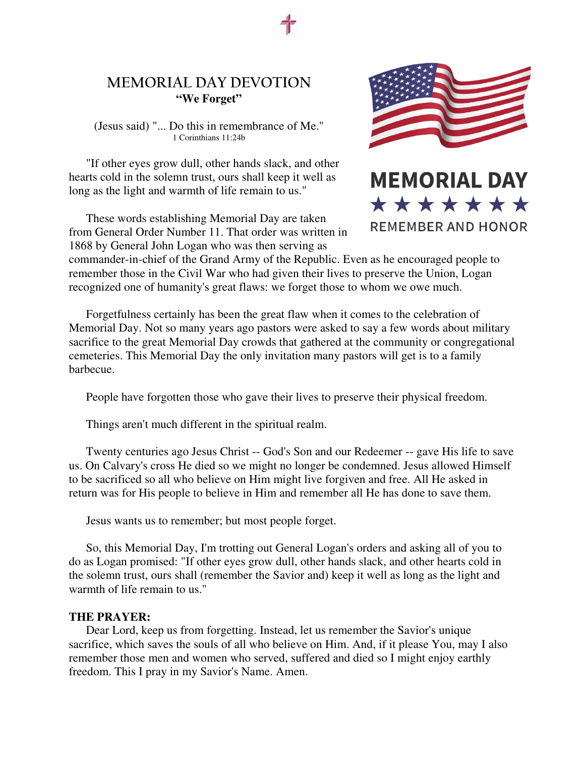# MEMORIAL DAY DEVOTION

**"We Forget"**

(Jesus said) "... Do this in remembrance of Me."
1 Corinthians 11:24b

MEMORIAL DAY
★ ★ ★ ★ ★ ★ ★
REMEMBER AND HONOR

"If other eyes grow dull, other hands slack, and other hearts cold in the solemn trust, ours shall keep it well as long as the light and warmth of life remain to us."

These words establishing Memorial Day are taken from General Order Number 11. That order was written in 1868 by General John Logan who was then serving as commander-in-chief of the Grand Army of the Republic. Even as he encouraged people to remember those in the Civil War who had given their lives to preserve the Union, Logan recognized one of humanity's great flaws: we forget those to whom we owe much.

Forgetfulness certainly has been the great flaw when it comes to the celebration of Memorial Day. Not so many years ago pastors were asked to say a few words about military sacrifice to the great Memorial Day crowds that gathered at the community or congregational cemeteries. This Memorial Day the only invitation many pastors will get is to a family barbecue.

People have forgotten those who gave their lives to preserve their physical freedom.

Things aren't much different in the spiritual realm.

Twenty centuries ago Jesus Christ -- God's Son and our Redeemer -- gave His life to save us. On Calvary's cross He died so we might no longer be condemned. Jesus allowed Himself to be sacrificed so all who believe on Him might live forgiven and free. All He asked in return was for His people to believe in Him and remember all He has done to save them.

Jesus wants us to remember; but most people forget.

So, this Memorial Day, I'm trotting out General Logan's orders and asking all of you to do as Logan promised: "If other eyes grow dull, other hands slack, and other hearts cold in the solemn trust, ours shall (remember the Savior and) keep it well as long as the light and warmth of life remain to us."

**THE PRAYER:**

Dear Lord, keep us from forgetting. Instead, let us remember the Savior's unique sacrifice, which saves the souls of all who believe on Him. And, if it please You, may I also remember those men and women who served, suffered and died so I might enjoy earthly freedom. This I pray in my Savior's Name. Amen.